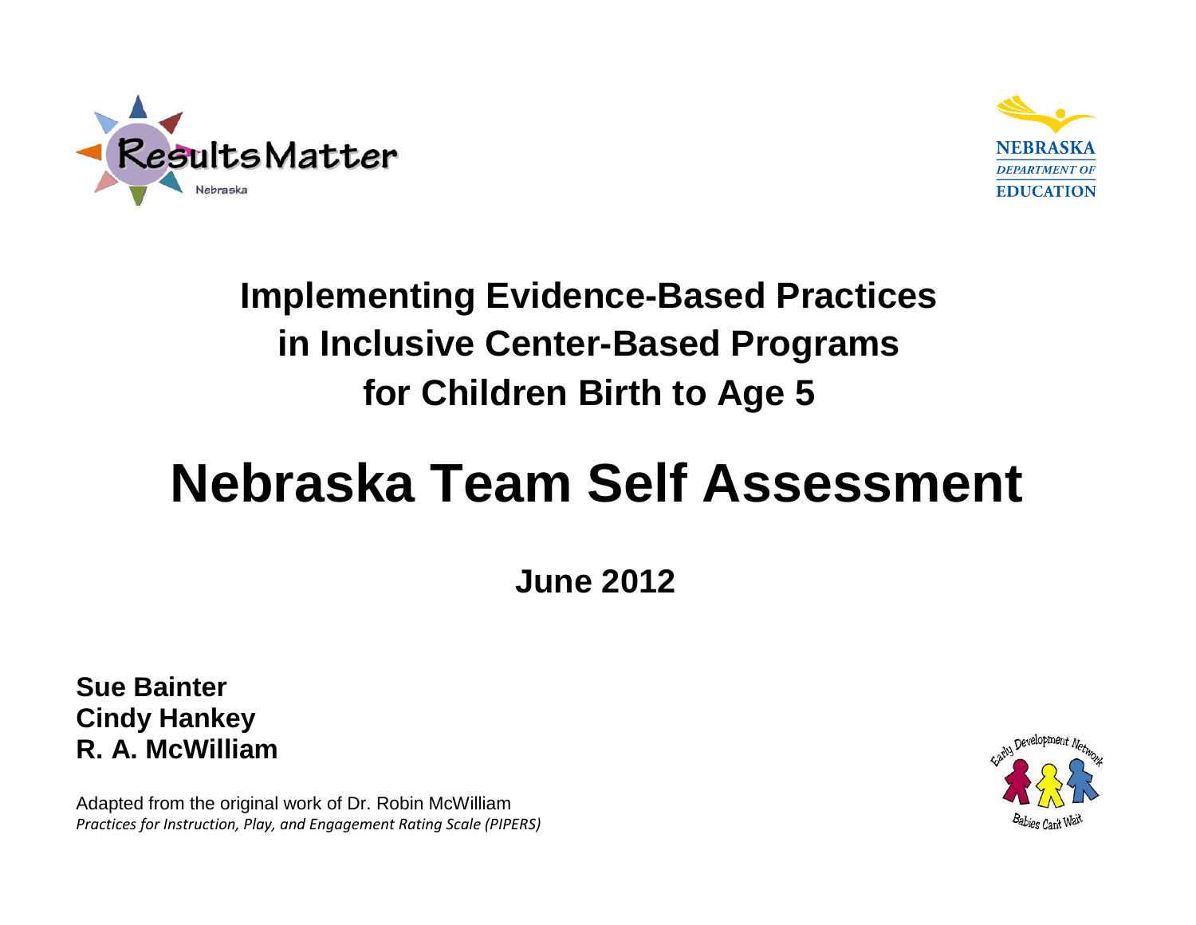# Implementing Evidence-Based Practices in Inclusive Center-Based Programs for Children Birth to Age 5

# Nebraska Team Self Assessment

**June 2012**

**Sue Bainter**
**Cindy Hankey**
**R. A. McWilliam**

Adapted from the original work of Dr. Robin McWilliam
*Practices for Instruction, Play, and Engagement Rating Scale (PIPERS)*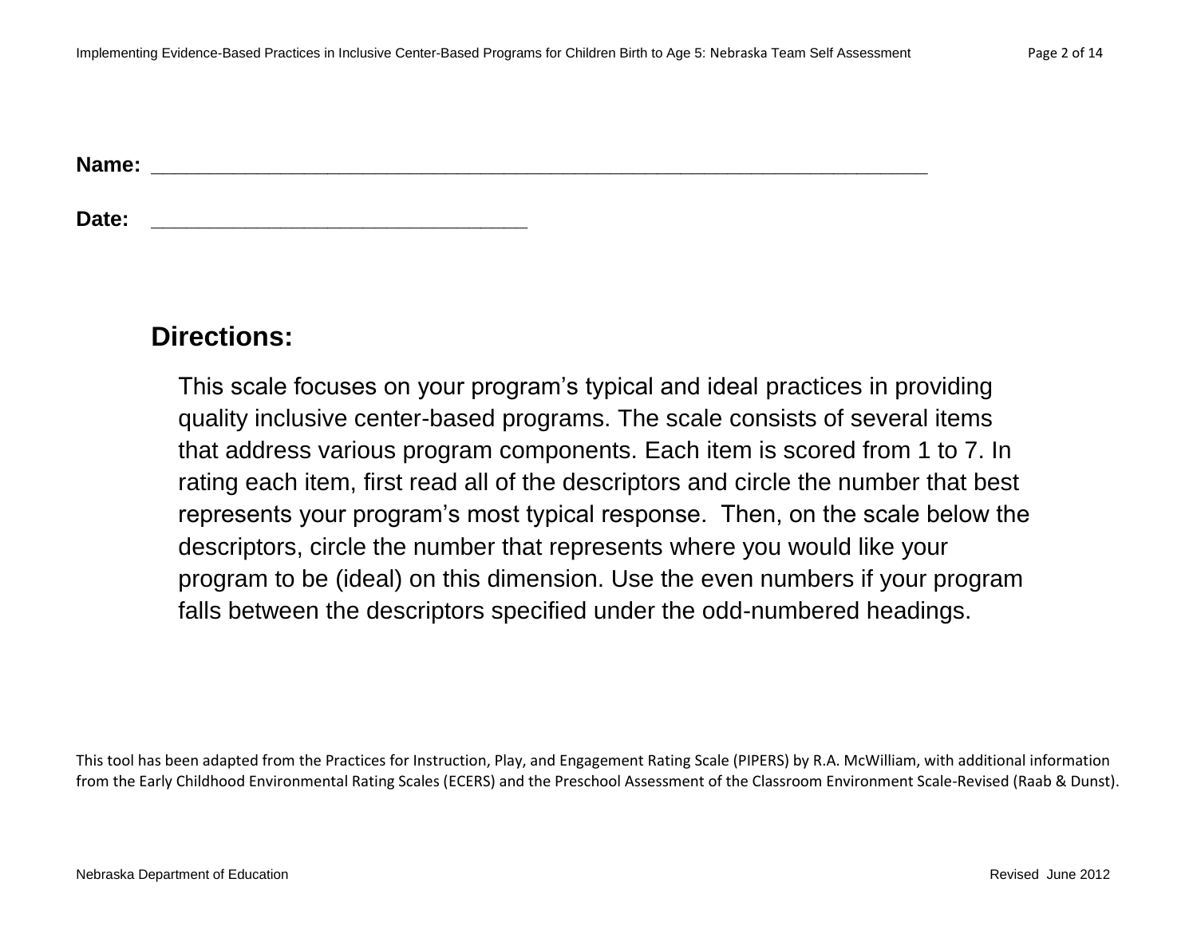**Name:** ___________________________________________________________________________

**Date:** ____________________________________

## Directions:

This scale focuses on your program's typical and ideal practices in providing quality inclusive center-based programs. The scale consists of several items that address various program components. Each item is scored from 1 to 7. In rating each item, first read all of the descriptors and circle the number that best represents your program's most typical response. Then, on the scale below the descriptors, circle the number that represents where you would like your program to be (ideal) on this dimension. Use the even numbers if your program falls between the descriptors specified under the odd-numbered headings.

This tool has been adapted from the Practices for Instruction, Play, and Engagement Rating Scale (PIPERS) by R.A. McWilliam, with additional information from the Early Childhood Environmental Rating Scales (ECERS) and the Preschool Assessment of the Classroom Environment Scale-Revised (Raab & Dunst).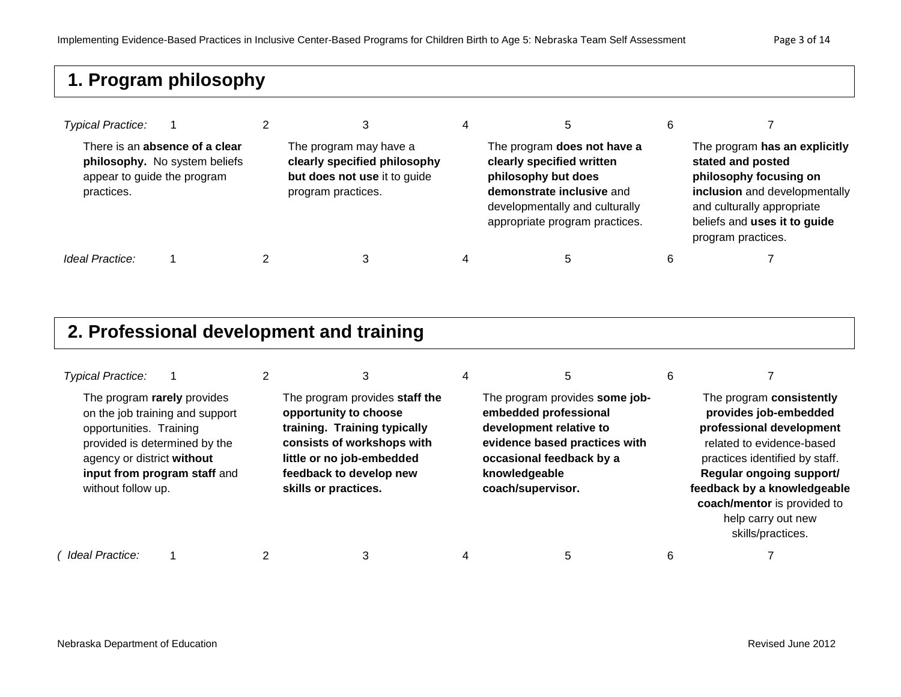## 1. Program philosophy

| Typical Practice: | 1 | 2 | 3 | 4 | 5 | 6 | 7 |
|---|---|---|---|---|---|---|---|
| | There is an **absence of a clear philosophy.** No system beliefs appear to guide the program practices. | | The program may have a **clearly specified philosophy but does not use** it to guide program practices. | | The program **does not have a clearly specified written philosophy but does demonstrate inclusive** and developmentally and culturally appropriate program practices. | | The program **has an explicitly stated and posted philosophy focusing on inclusion** and developmentally and culturally appropriate beliefs and **uses it to guide** program practices. |
| *Ideal Practice:* | 1 | 2 | 3 | 4 | 5 | 6 | 7 |

## 2. Professional development and training

| Typical Practice: | 1 | 2 | 3 | 4 | 5 | 6 | 7 |
|---|---|---|---|---|---|---|---|
| | The program **rarely** provides on the job training and support opportunities. Training provided is determined by the agency or district **without input from program staff** and without follow up. | | The program provides **staff the opportunity to choose training. Training typically consists of workshops with little or no job-embedded feedback to develop new skills or practices.** | | The program provides **some job-embedded professional development relative to evidence based practices with occasional feedback by a knowledgeable coach/supervisor.** | | The program **consistently provides job-embedded professional development** related to evidence-based practices identified by staff. **Regular ongoing support/ feedback by a knowledgeable coach/mentor** is provided to help carry out new skills/practices. |
| ( *Ideal Practice:* | 1 | 2 | 3 | 4 | 5 | 6 | 7 |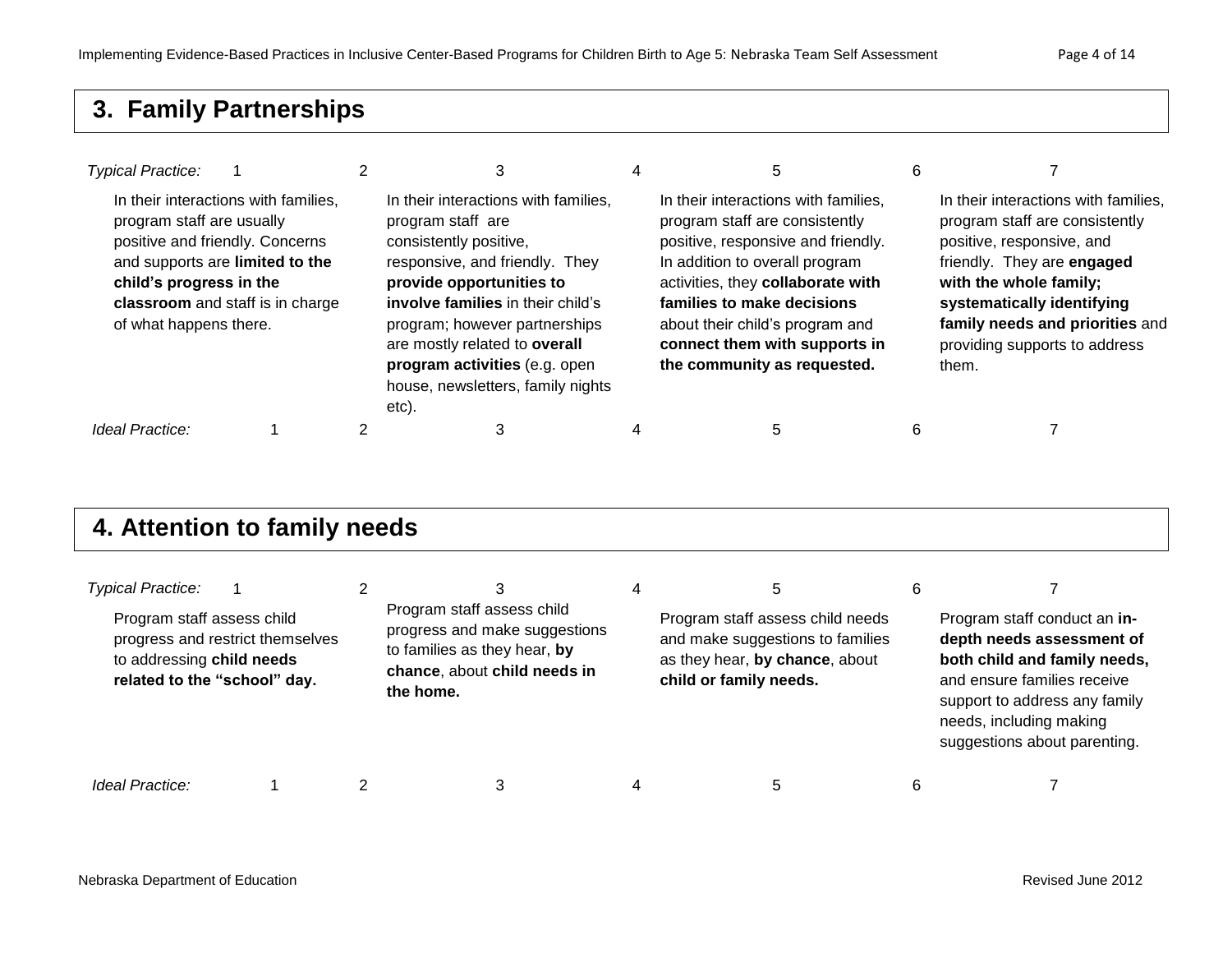## 3. Family Partnerships

| *Typical Practice:* 1 | 2 | 3 | 4 | 5 | 6 | 7 |
|---|---|---|---|---|---|---|
| In their interactions with families, program staff are usually positive and friendly. Concerns and supports are **limited to the child's progress in the classroom** and staff is in charge of what happens there. | | In their interactions with families, program staff are consistently positive, responsive, and friendly. They **provide opportunities to involve families** in their child's program; however partnerships are mostly related to **overall program activities** (e.g. open house, newsletters, family nights etc). | | In their interactions with families, program staff are consistently positive, responsive and friendly. In addition to overall program activities, they **collaborate with families to make decisions** about their child's program and **connect them with supports in the community as requested.** | | In their interactions with families, program staff are consistently positive, responsive, and friendly. They are **engaged with the whole family; systematically identifying family needs and priorities** and providing supports to address them. |
| *Ideal Practice:* 1 | 2 | 3 | 4 | 5 | 6 | 7 |

## 4. Attention to family needs

| *Typical Practice:* 1 | 2 | 3 | 4 | 5 | 6 | 7 |
|---|---|---|---|---|---|---|
| Program staff assess child progress and restrict themselves to addressing **child needs related to the "school" day.** | | Program staff assess child progress and make suggestions to families as they hear, **by chance**, about **child needs in the home.** | | Program staff assess child needs and make suggestions to families as they hear, **by chance**, about **child or family needs.** | | Program staff conduct an **in-depth needs assessment of both child and family needs,** and ensure families receive support to address any family needs, including making suggestions about parenting. |
| *Ideal Practice:* 1 | 2 | 3 | 4 | 5 | 6 | 7 |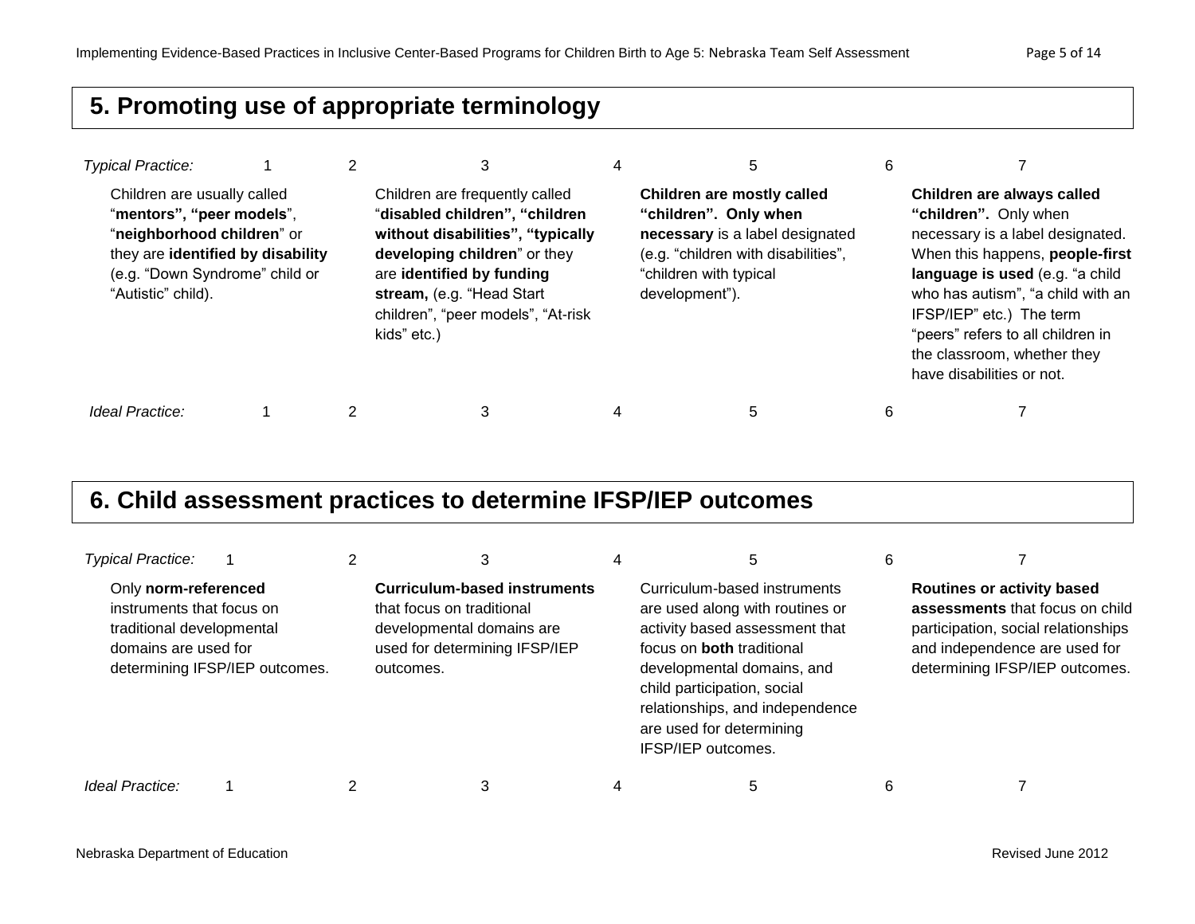## 5. Promoting use of appropriate terminology

| *Typical Practice:* 1 | 2 | 3 | 4 | 5 | 6 | 7 |
|---|---|---|---|---|---|---|
| Children are usually called "**mentors", "peer models**", "**neighborhood children**" or they are **identified by disability** (e.g. "Down Syndrome" child or "Autistic" child). | | Children are frequently called "**disabled children", "children without disabilities", "typically developing children**" or they are **identified by funding stream,** (e.g. "Head Start children", "peer models", "At-risk kids" etc.) | | **Children are mostly called "children". Only when necessary** is a label designated (e.g. "children with disabilities", "children with typical development"). | | **Children are always called "children".** Only when necessary is a label designated. When this happens, **people-first language is used** (e.g. "a child who has autism", "a child with an IFSP/IEP" etc.) The term "peers" refers to all children in the classroom, whether they have disabilities or not. |
| *Ideal Practice:* 1 | 2 | 3 | 4 | 5 | 6 | 7 |

## 6. Child assessment practices to determine IFSP/IEP outcomes

| *Typical Practice:* 1 | 2 | 3 | 4 | 5 | 6 | 7 |
|---|---|---|---|---|---|---|
| Only **norm-referenced** instruments that focus on traditional developmental domains are used for determining IFSP/IEP outcomes. | | **Curriculum-based instruments** that focus on traditional developmental domains are used for determining IFSP/IEP outcomes. | | Curriculum-based instruments are used along with routines or activity based assessment that focus on **both** traditional developmental domains, and child participation, social relationships, and independence are used for determining IFSP/IEP outcomes. | | **Routines or activity based assessments** that focus on child participation, social relationships and independence are used for determining IFSP/IEP outcomes. |
| *Ideal Practice:* 1 | 2 | 3 | 4 | 5 | 6 | 7 |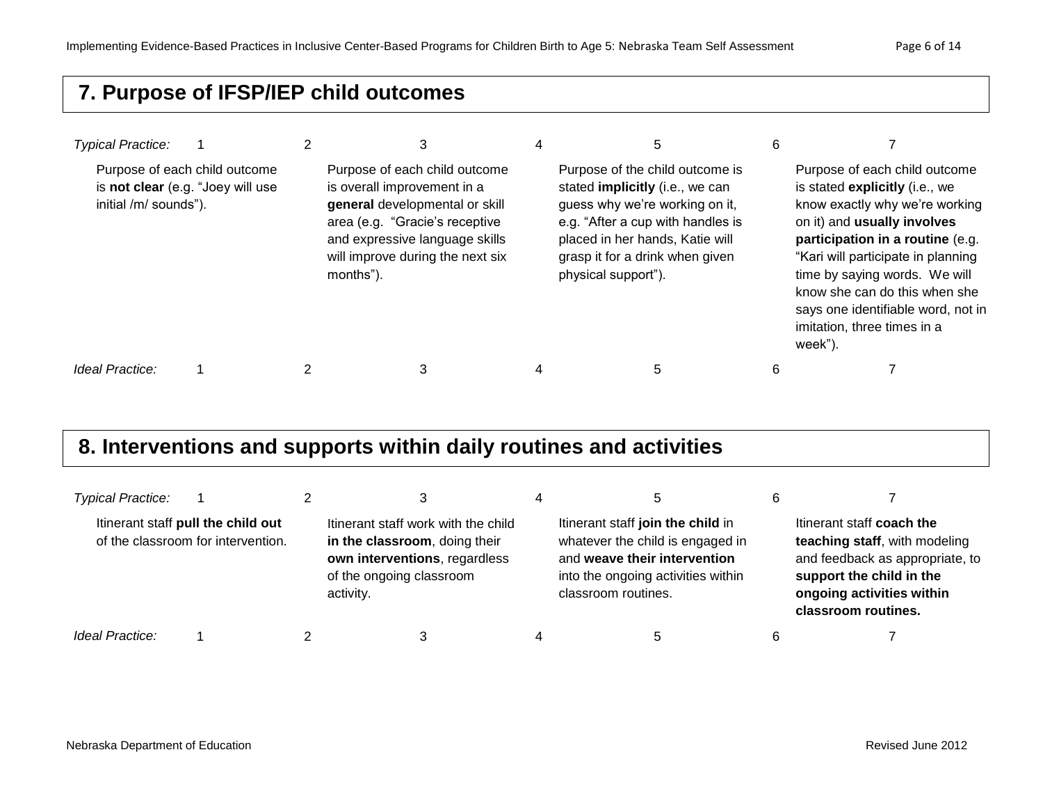## 7. Purpose of IFSP/IEP child outcomes

| *Typical Practice:* 1 | 2 | 3 | 4 | 5 | 6 | 7 |
|---|---|---|---|---|---|---|
| Purpose of each child outcome is **not clear** (e.g. "Joey will use initial /m/ sounds"). | | Purpose of each child outcome is overall improvement in a **general** developmental or skill area (e.g. "Gracie's receptive and expressive language skills will improve during the next six months"). | | Purpose of the child outcome is stated **implicitly** (i.e., we can guess why we're working on it, e.g. "After a cup with handles is placed in her hands, Katie will grasp it for a drink when given physical support"). | | Purpose of each child outcome is stated **explicitly** (i.e., we know exactly why we're working on it) and **usually involves participation in a routine** (e.g. "Kari will participate in planning time by saying words. We will know she can do this when she says one identifiable word, not in imitation, three times in a week"). |
| *Ideal Practice:* 1 | 2 | 3 | 4 | 5 | 6 | 7 |

## 8. Interventions and supports within daily routines and activities

| *Typical Practice:* 1 | 2 | 3 | 4 | 5 | 6 | 7 |
|---|---|---|---|---|---|---|
| Itinerant staff **pull the child out** of the classroom for intervention. | | Itinerant staff work with the child **in the classroom**, doing their **own interventions**, regardless of the ongoing classroom activity. | | Itinerant staff **join the child** in whatever the child is engaged in and **weave their intervention** into the ongoing activities within classroom routines. | | Itinerant staff **coach the teaching staff**, with modeling and feedback as appropriate, to **support the child in the ongoing activities within classroom routines.** |
| *Ideal Practice:* 1 | 2 | 3 | 4 | 5 | 6 | 7 |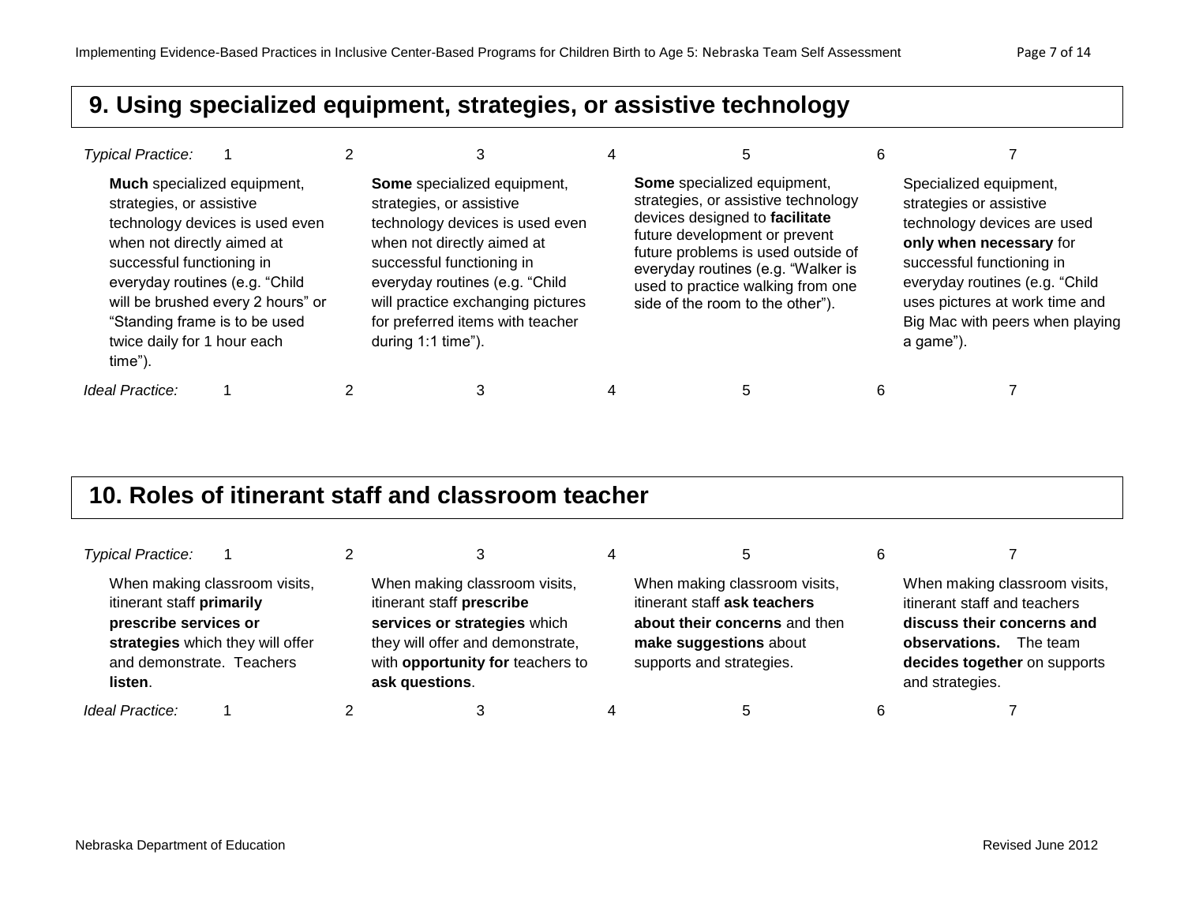## 9. Using specialized equipment, strategies, or assistive technology

| *Typical Practice:* 1 | 2 | 3 | 4 | 5 | 6 | 7 |
|---|---|---|---|---|---|---|
| **Much** specialized equipment, strategies, or assistive technology devices is used even when not directly aimed at successful functioning in everyday routines (e.g. "Child will be brushed every 2 hours" or "Standing frame is to be used twice daily for 1 hour each time"). | | **Some** specialized equipment, strategies, or assistive technology devices is used even when not directly aimed at successful functioning in everyday routines (e.g. "Child will practice exchanging pictures for preferred items with teacher during 1:1 time"). | | **Some** specialized equipment, strategies, or assistive technology devices designed to **facilitate** future development or prevent future problems is used outside of everyday routines (e.g. "Walker is used to practice walking from one side of the room to the other"). | | Specialized equipment, strategies or assistive technology devices are used **only when necessary** for successful functioning in everyday routines (e.g. "Child uses pictures at work time and Big Mac with peers when playing a game"). |
| *Ideal Practice:* 1 | 2 | 3 | 4 | 5 | 6 | 7 |

## 10. Roles of itinerant staff and classroom teacher

| *Typical Practice:* 1 | 2 | 3 | 4 | 5 | 6 | 7 |
|---|---|---|---|---|---|---|
| When making classroom visits, itinerant staff **primarily prescribe services or strategies** which they will offer and demonstrate. Teachers **listen**. | | When making classroom visits, itinerant staff **prescribe services or strategies** which they will offer and demonstrate, with **opportunity for** teachers to **ask questions**. | | When making classroom visits, itinerant staff **ask teachers about their concerns** and then **make suggestions** about supports and strategies. | | When making classroom visits, itinerant staff and teachers **discuss their concerns and observations.** The team **decides together** on supports and strategies. |
| *Ideal Practice:* 1 | 2 | 3 | 4 | 5 | 6 | 7 |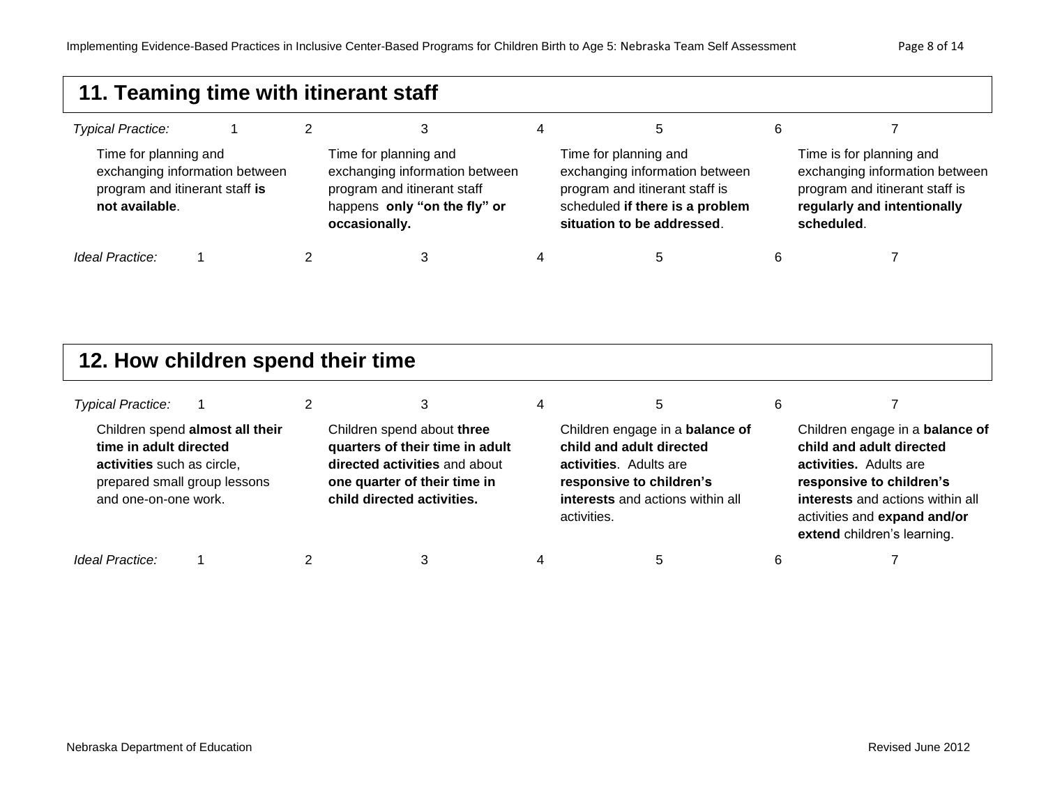## 11. Teaming time with itinerant staff

| *Typical Practice:* 1 | 2 | 3 | 4 | 5 | 6 | 7 |
|---|---|---|---|---|---|---|
| Time for planning and exchanging information between program and itinerant staff **is not available**. | | Time for planning and exchanging information between program and itinerant staff happens **only "on the fly" or occasionally.** | | Time for planning and exchanging information between program and itinerant staff is scheduled **if there is a problem situation to be addressed**. | | Time is for planning and exchanging information between program and itinerant staff is **regularly and intentionally scheduled**. |
| *Ideal Practice:* 1 | 2 | 3 | 4 | 5 | 6 | 7 |

## 12. How children spend their time

| *Typical Practice:* 1 | 2 | 3 | 4 | 5 | 6 | 7 |
|---|---|---|---|---|---|---|
| Children spend **almost all their time in adult directed activities** such as circle, prepared small group lessons and one-on-one work. | | Children spend about **three quarters of their time in adult directed activities** and about **one quarter of their time in child directed activities.** | | Children engage in a **balance of child and adult directed activities**. Adults are **responsive to children's interests** and actions within all activities. | | Children engage in a **balance of child and adult directed activities.** Adults are **responsive to children's interests** and actions within all activities and **expand and/or extend** children's learning. |
| *Ideal Practice:* 1 | 2 | 3 | 4 | 5 | 6 | 7 |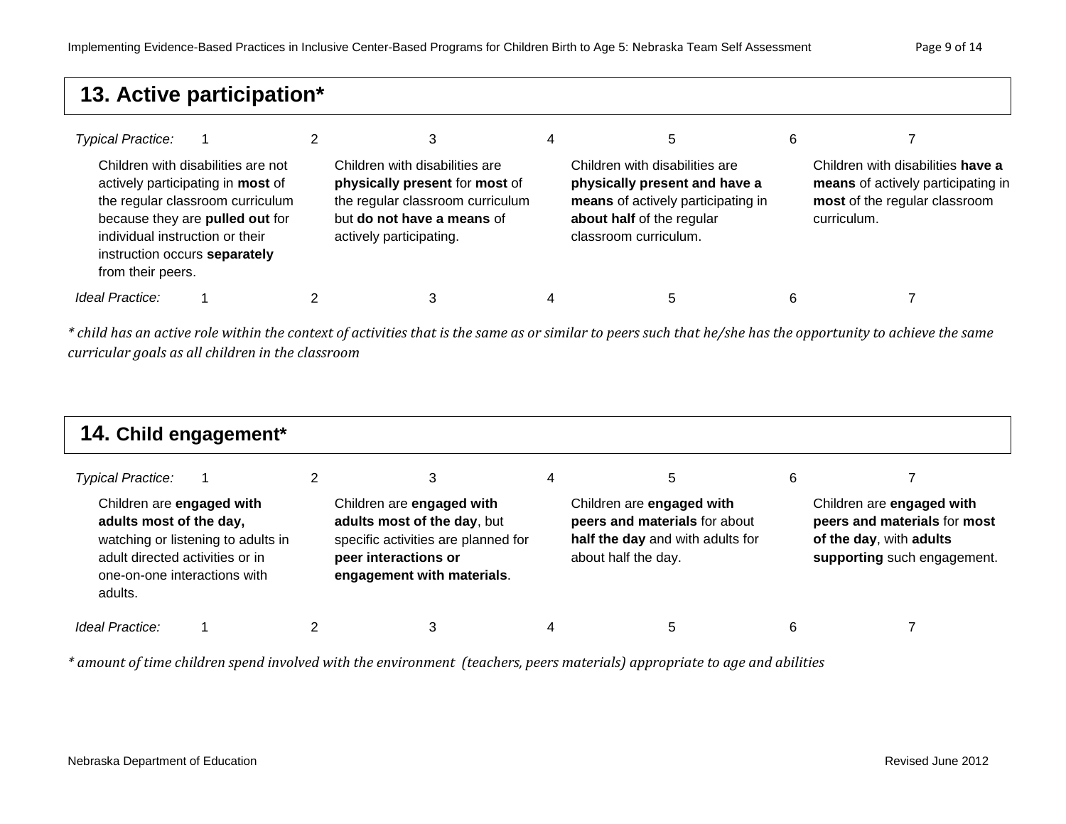## 13. Active participation*

| Typical Practice: 1 | 2 | 3 | 4 | 5 | 6 | 7 |
|---|---|---|---|---|---|---|
| Children with disabilities are not actively participating in **most** of the regular classroom curriculum because they are **pulled out** for individual instruction or their instruction occurs **separately** from their peers. | | Children with disabilities are **physically present** for **most** of the regular classroom curriculum but **do not have a means** of actively participating. | | Children with disabilities are **physically present and have a means** of actively participating in **about half** of the regular classroom curriculum. | | Children with disabilities **have a means** of actively participating in **most** of the regular classroom curriculum. |
| Ideal Practice: 1 | 2 | 3 | 4 | 5 | 6 | 7 |

*\* child has an active role within the context of activities that is the same as or similar to peers such that he/she has the opportunity to achieve the same curricular goals as all children in the classroom*

## 14. Child engagement*

| Typical Practice: 1 | 2 | 3 | 4 | 5 | 6 | 7 |
|---|---|---|---|---|---|---|
| Children are **engaged with adults most of the day,** watching or listening to adults in adult directed activities or in one-on-one interactions with adults. | | Children are **engaged with adults most of the day**, but specific activities are planned for **peer interactions or engagement with materials**. | | Children are **engaged with peers and materials** for about **half the day** and with adults for about half the day. | | Children are **engaged with peers and materials** for **most of the day**, with **adults supporting** such engagement. |
| Ideal Practice: 1 | 2 | 3 | 4 | 5 | 6 | 7 |

*\* amount of time children spend involved with the environment (teachers, peers materials) appropriate to age and abilities*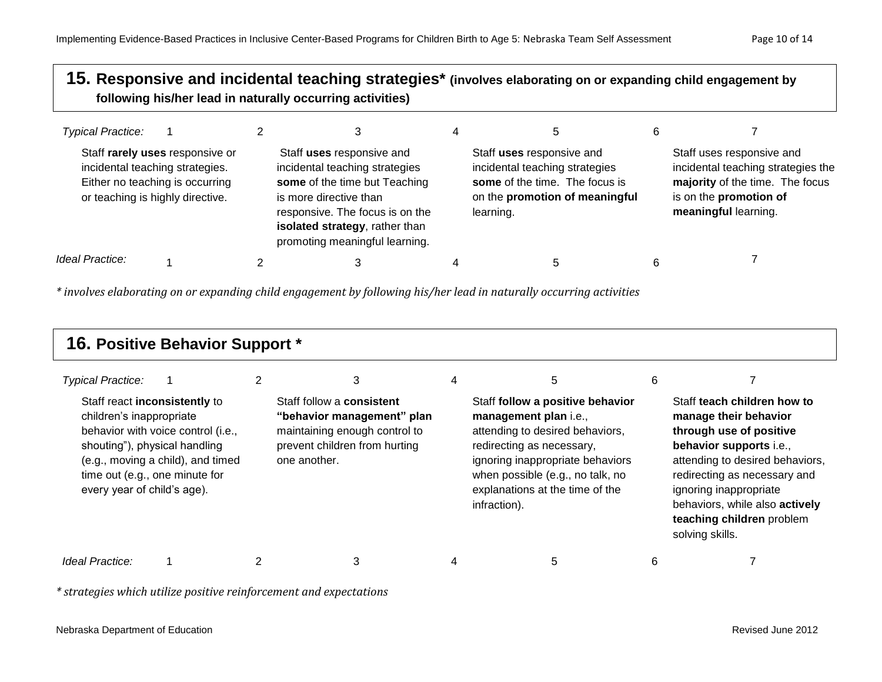## 15. Responsive and incidental teaching strategies* (involves elaborating on or expanding child engagement by following his/her lead in naturally occurring activities)

| *Typical Practice:* 1 | 2 | 3 | 4 | 5 | 6 | 7 |
|---|---|---|---|---|---|---|
| Staff **rarely uses** responsive or incidental teaching strategies. Either no teaching is occurring or teaching is highly directive. | | Staff **uses** responsive and incidental teaching strategies **some** of the time but Teaching is more directive than responsive. The focus is on the **isolated strategy**, rather than promoting meaningful learning. | | Staff **uses** responsive and incidental teaching strategies **some** of the time. The focus is on the **promotion of meaningful** learning. | | Staff uses responsive and incidental teaching strategies the **majority** of the time. The focus is on the **promotion of meaningful** learning. |
| *Ideal Practice:* 1 | 2 | 3 | 4 | 5 | 6 | 7 |

*\* involves elaborating on or expanding child engagement by following his/her lead in naturally occurring activities*

## 16. Positive Behavior Support *

| *Typical Practice:* 1 | 2 | 3 | 4 | 5 | 6 | 7 |
|---|---|---|---|---|---|---|
| Staff react **inconsistently** to children's inappropriate behavior with voice control (i.e., shouting"), physical handling (e.g., moving a child), and timed time out (e.g., one minute for every year of child's age). | | Staff follow a **consistent "behavior management" plan** maintaining enough control to prevent children from hurting one another. | | Staff **follow a positive behavior management plan** i.e., attending to desired behaviors, redirecting as necessary, ignoring inappropriate behaviors when possible (e.g., no talk, no explanations at the time of the infraction). | | Staff **teach children how to manage their behavior through use of positive behavior supports** i.e., attending to desired behaviors, redirecting as necessary and ignoring inappropriate behaviors, while also **actively teaching children** problem solving skills. |
| *Ideal Practice:* 1 | 2 | 3 | 4 | 5 | 6 | 7 |

*\* strategies which utilize positive reinforcement and expectations*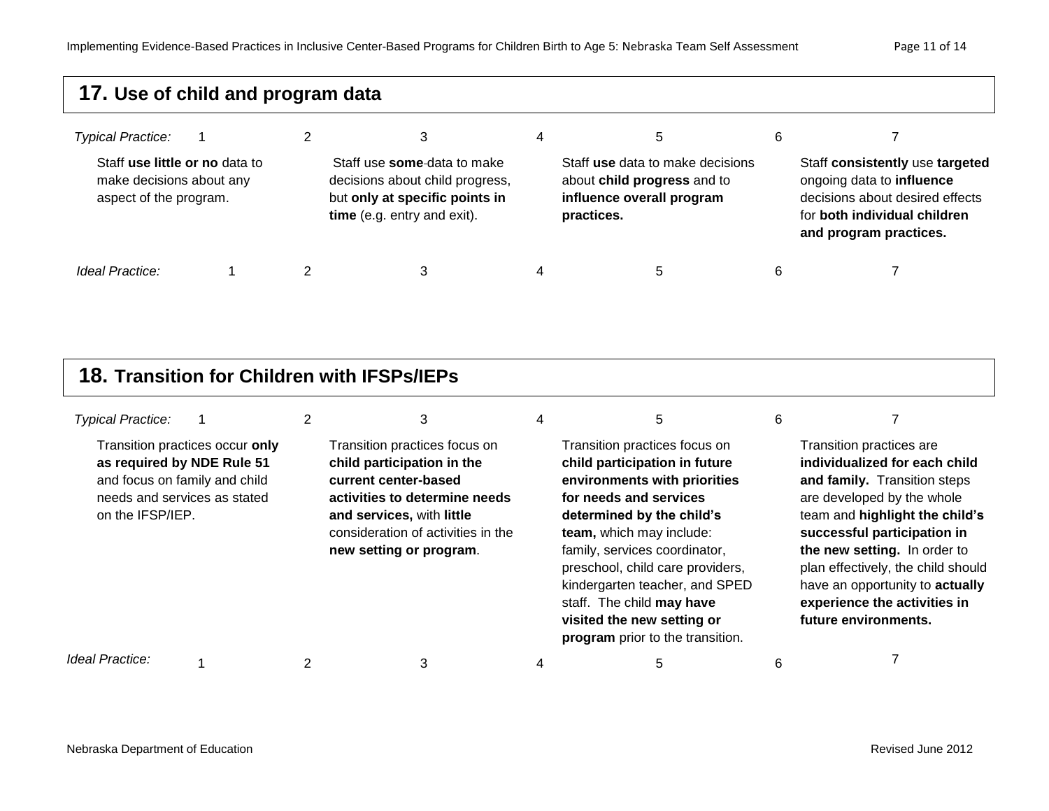## 17. Use of child and program data

| | 1 | 2 | 3 | 4 | 5 | 6 | 7 |
|---|---|---|---|---|---|---|---|
| *Typical Practice:* | 1 | 2 | 3 | 4 | 5 | 6 | 7 |
| | Staff **use little or no** data to make decisions about any aspect of the program. | | Staff use **some**-data to make decisions about child progress, but **only at specific points in time** (e.g. entry and exit). | | Staff **use** data to make decisions about **child progress** and to **influence overall program practices.** | | Staff **consistently** use **targeted** ongoing data to **influence** decisions about desired effects for **both individual children and program practices.** |
| *Ideal Practice:* | 1 | 2 | 3 | 4 | 5 | 6 | 7 |

## 18. Transition for Children with IFSPs/IEPs

| | 1 | 2 | 3 | 4 | 5 | 6 | 7 |
|---|---|---|---|---|---|---|---|
| *Typical Practice:* | 1 | 2 | 3 | 4 | 5 | 6 | 7 |
| | Transition practices occur **only as required by NDE Rule 51** and focus on family and child needs and services as stated on the IFSP/IEP. | | Transition practices focus on **child participation in the current center-based activities to determine needs and services,** with **little** consideration of activities in the **new setting or program**. | | Transition practices focus on **child participation in future environments with priorities for needs and services determined by the child's team,** which may include: family, services coordinator, preschool, child care providers, kindergarten teacher, and SPED staff. The child **may have visited the new setting or program** prior to the transition. | | Transition practices are **individualized for each child and family.** Transition steps are developed by the whole team and **highlight the child's successful participation in the new setting.** In order to plan effectively, the child should have an opportunity to **actually experience the activities in future environments.** |
| *Ideal Practice:* | 1 | 2 | 3 | 4 | 5 | 6 | 7 |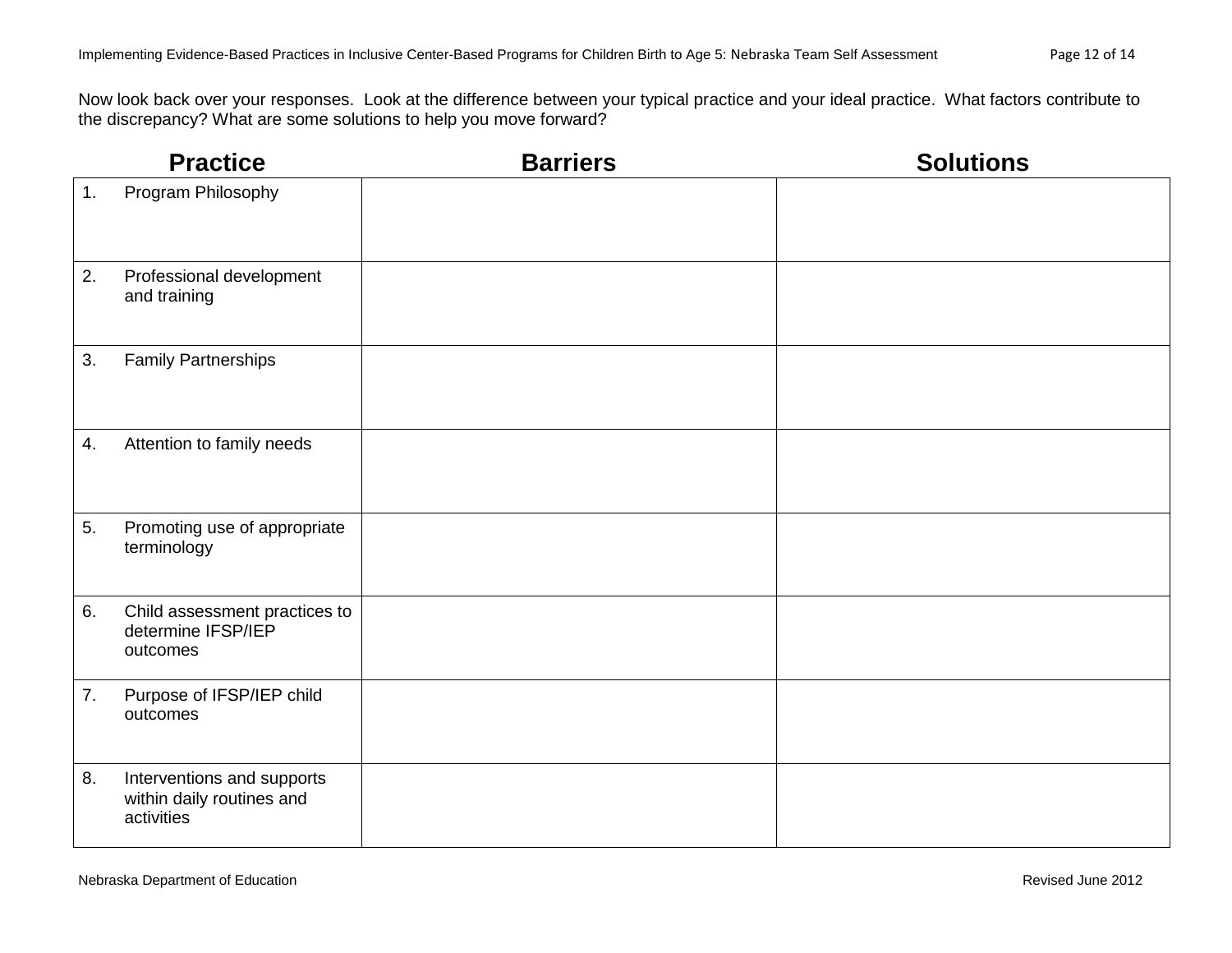Now look back over your responses. Look at the difference between your typical practice and your ideal practice. What factors contribute to the discrepancy? What are some solutions to help you move forward?

| Practice | Barriers | Solutions |
|---|---|---|
| 1. Program Philosophy | | |
| 2. Professional development and training | | |
| 3. Family Partnerships | | |
| 4. Attention to family needs | | |
| 5. Promoting use of appropriate terminology | | |
| 6. Child assessment practices to determine IFSP/IEP outcomes | | |
| 7. Purpose of IFSP/IEP child outcomes | | |
| 8. Interventions and supports within daily routines and activities | | |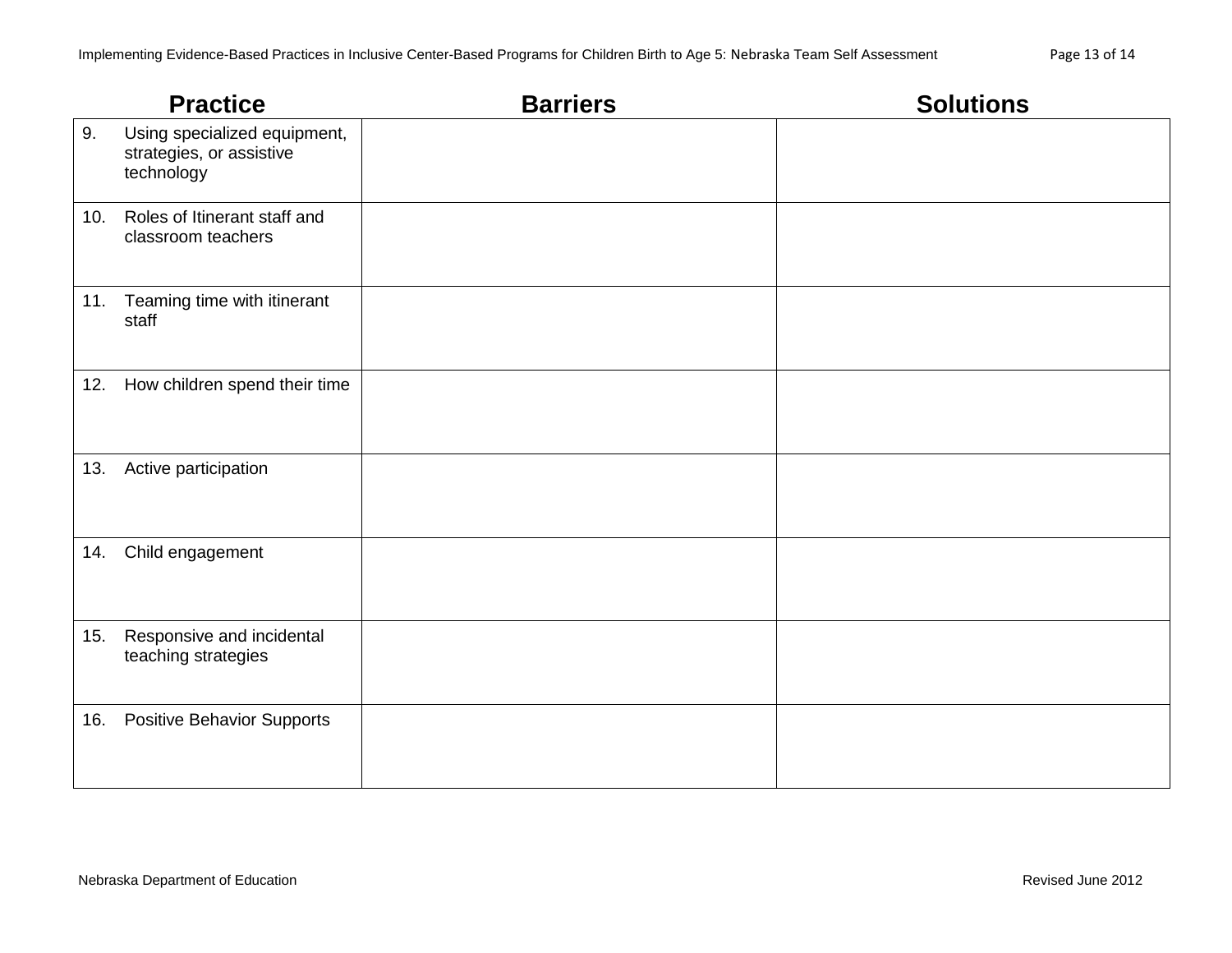| Practice | Barriers | Solutions |
|---|---|---|
| 9. Using specialized equipment, strategies, or assistive technology | | |
| 10. Roles of Itinerant staff and classroom teachers | | |
| 11. Teaming time with itinerant staff | | |
| 12. How children spend their time | | |
| 13. Active participation | | |
| 14. Child engagement | | |
| 15. Responsive and incidental teaching strategies | | |
| 16. Positive Behavior Supports | | |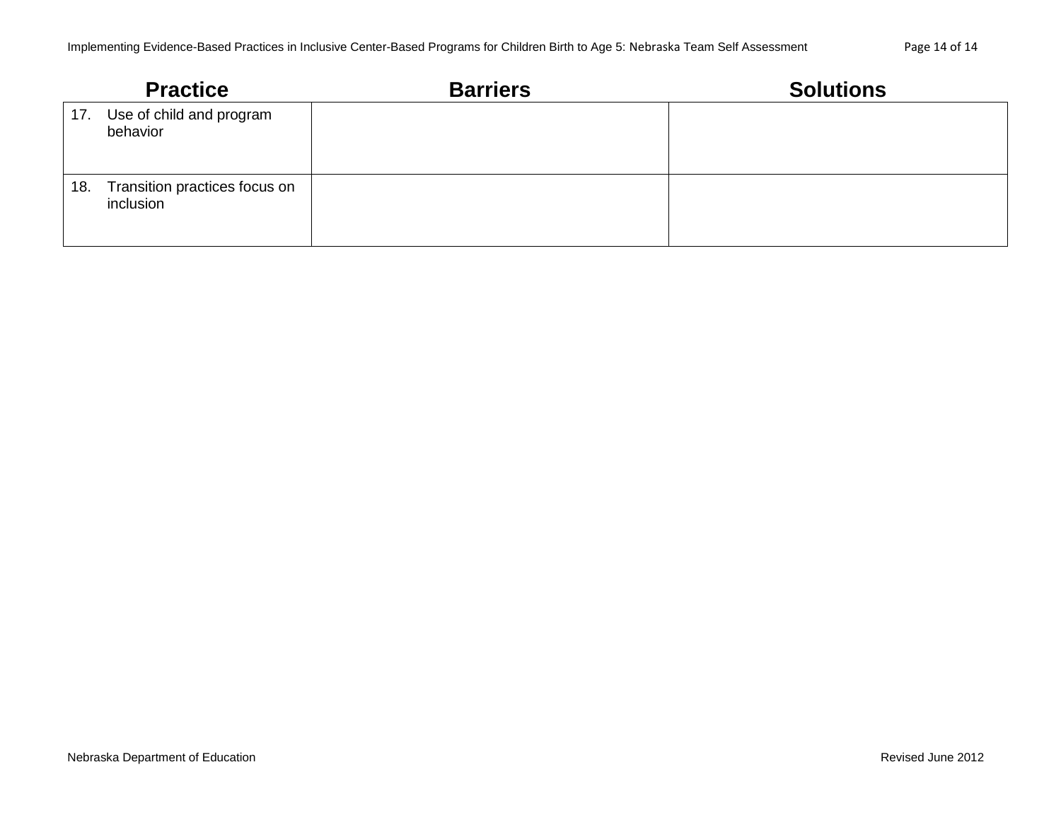| Practice | Barriers | Solutions |
|---|---|---|
| 17. Use of child and program behavior | | |
| 18. Transition practices focus on inclusion | | |